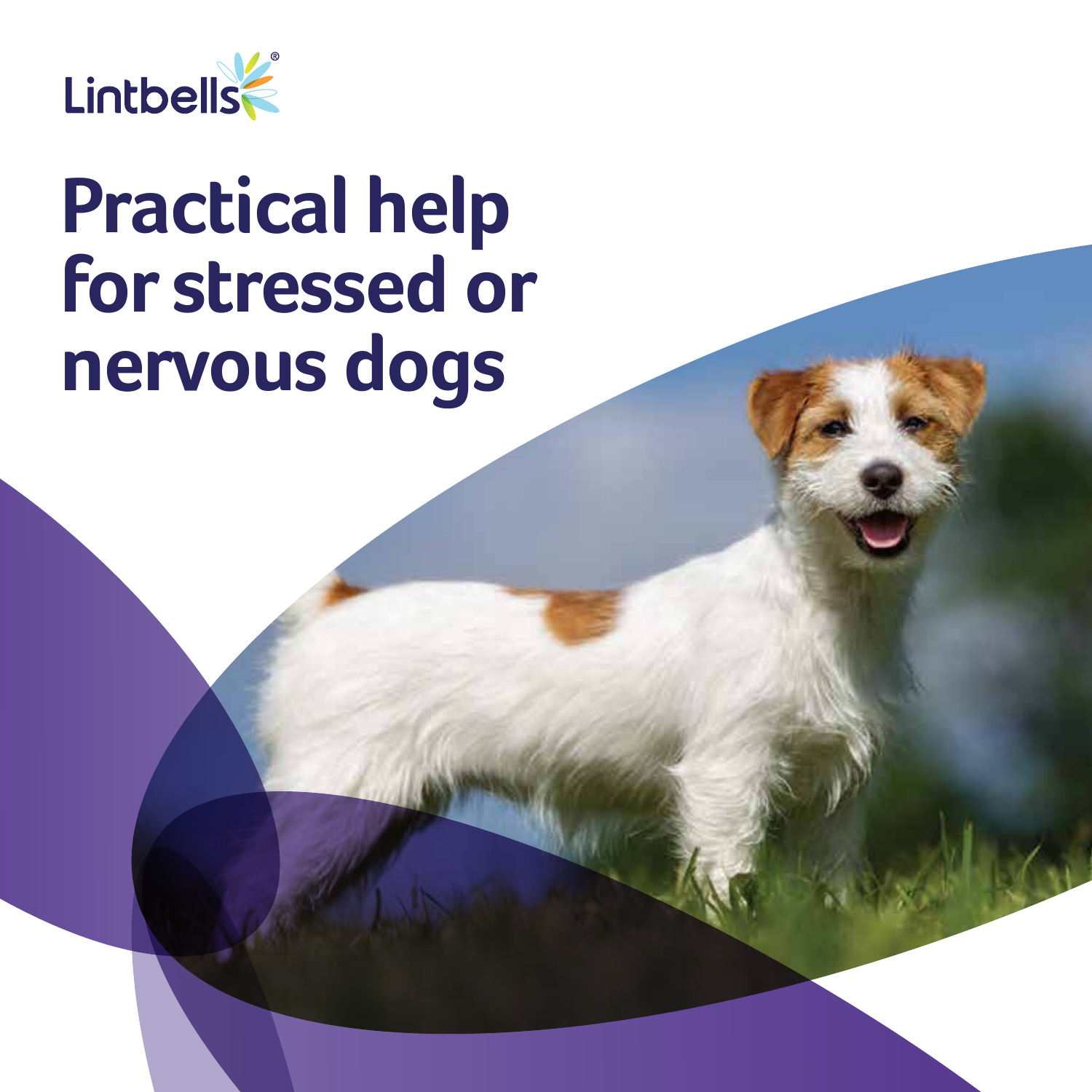Lintbells®

# Practical help for stressed or nervous dogs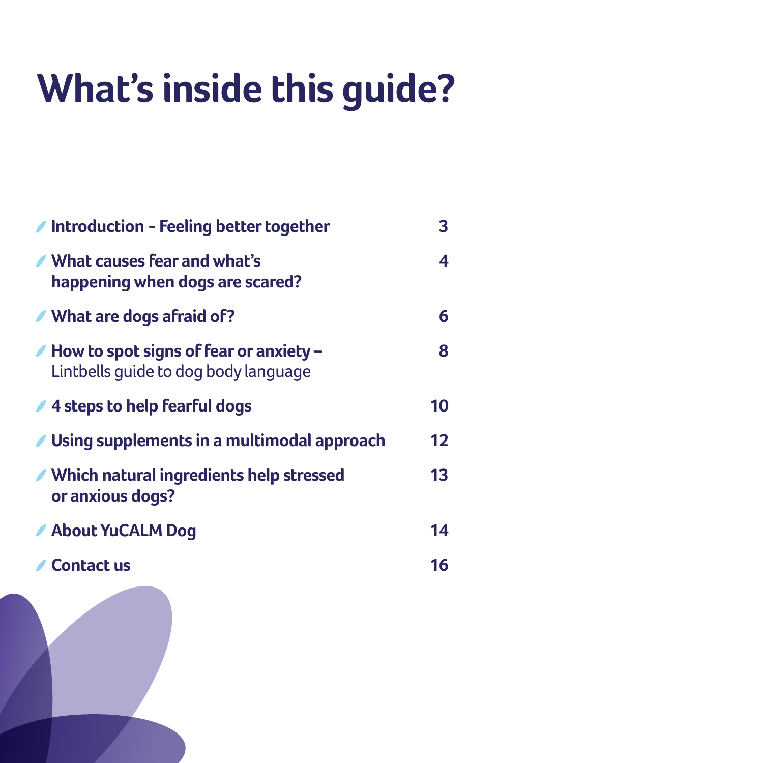# What's inside this guide?

| | |
|---|---|
| **Introduction - Feeling better together** | **3** |
| **What causes fear and what's happening when dogs are scared?** | **4** |
| **What are dogs afraid of?** | **6** |
| **How to spot signs of fear or anxiety –** Lintbells guide to dog body language | **8** |
| **4 steps to help fearful dogs** | **10** |
| **Using supplements in a multimodal approach** | **12** |
| **Which natural ingredients help stressed or anxious dogs?** | **13** |
| **About YuCALM Dog** | **14** |
| **Contact us** | **16** |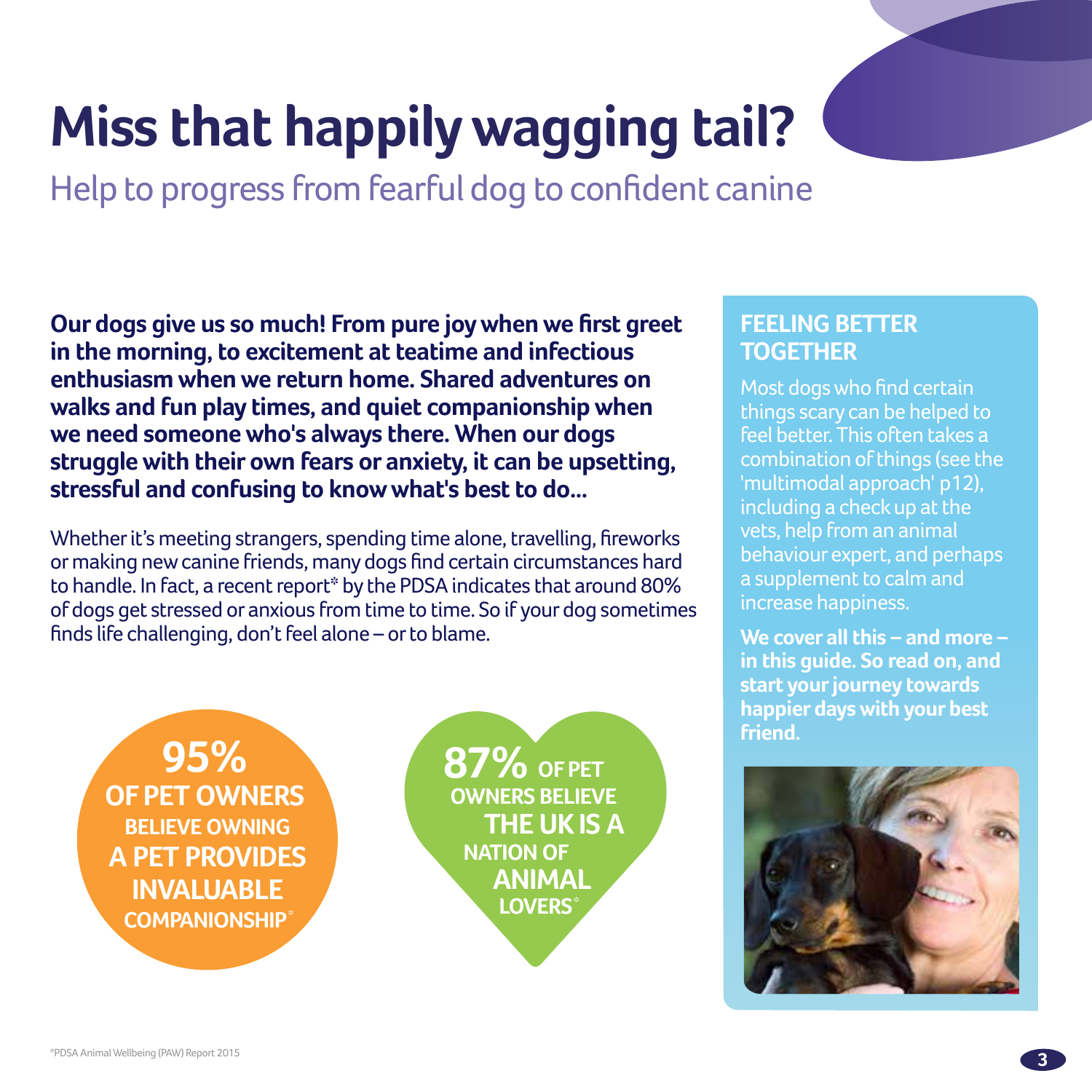# Miss that happily wagging tail?

## Help to progress from fearful dog to confident canine

**Our dogs give us so much! From pure joy when we first greet in the morning, to excitement at teatime and infectious enthusiasm when we return home. Shared adventures on walks and fun play times, and quiet companionship when we need someone who's always there. When our dogs struggle with their own fears or anxiety, it can be upsetting, stressful and confusing to know what's best to do...**

Whether it's meeting strangers, spending time alone, travelling, fireworks or making new canine friends, many dogs find certain circumstances hard to handle. In fact, a recent report* by the PDSA indicates that around 80% of dogs get stressed or anxious from time to time. So if your dog sometimes finds life challenging, don't feel alone – or to blame.

**95% OF PET OWNERS BELIEVE OWNING A PET PROVIDES INVALUABLE COMPANIONSHIP***

**87% OF PET OWNERS BELIEVE THE UK IS A NATION OF ANIMAL LOVERS***

### FEELING BETTER TOGETHER

Most dogs who find certain things scary can be helped to feel better. This often takes a combination of things (see the 'multimodal approach' p12), including a check up at the vets, help from an animal behaviour expert, and perhaps a supplement to calm and increase happiness.

**We cover all this – and more – in this guide. So read on, and start your journey towards happier days with your best friend.**

*PDSA Animal Wellbeing (PAW) Report 2015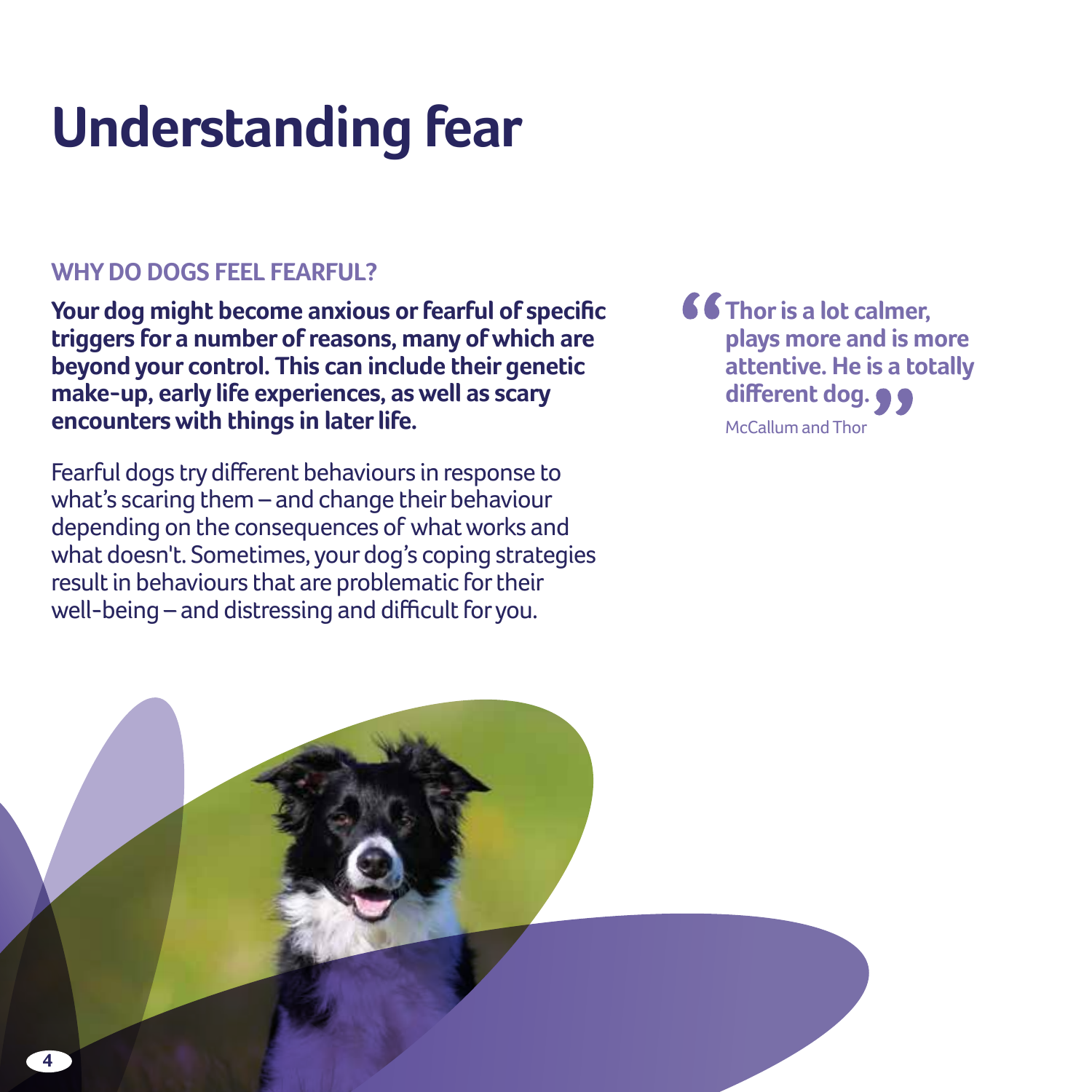# Understanding fear

## WHY DO DOGS FEEL FEARFUL?

**Your dog might become anxious or fearful of specific triggers for a number of reasons, many of which are beyond your control. This can include their genetic make-up, early life experiences, as well as scary encounters with things in later life.**

Fearful dogs try different behaviours in response to what's scaring them – and change their behaviour depending on the consequences of what works and what doesn't. Sometimes, your dog's coping strategies result in behaviours that are problematic for their well-being – and distressing and difficult for you.

> **"Thor is a lot calmer, plays more and is more attentive. He is a totally different dog."**
>
> McCallum and Thor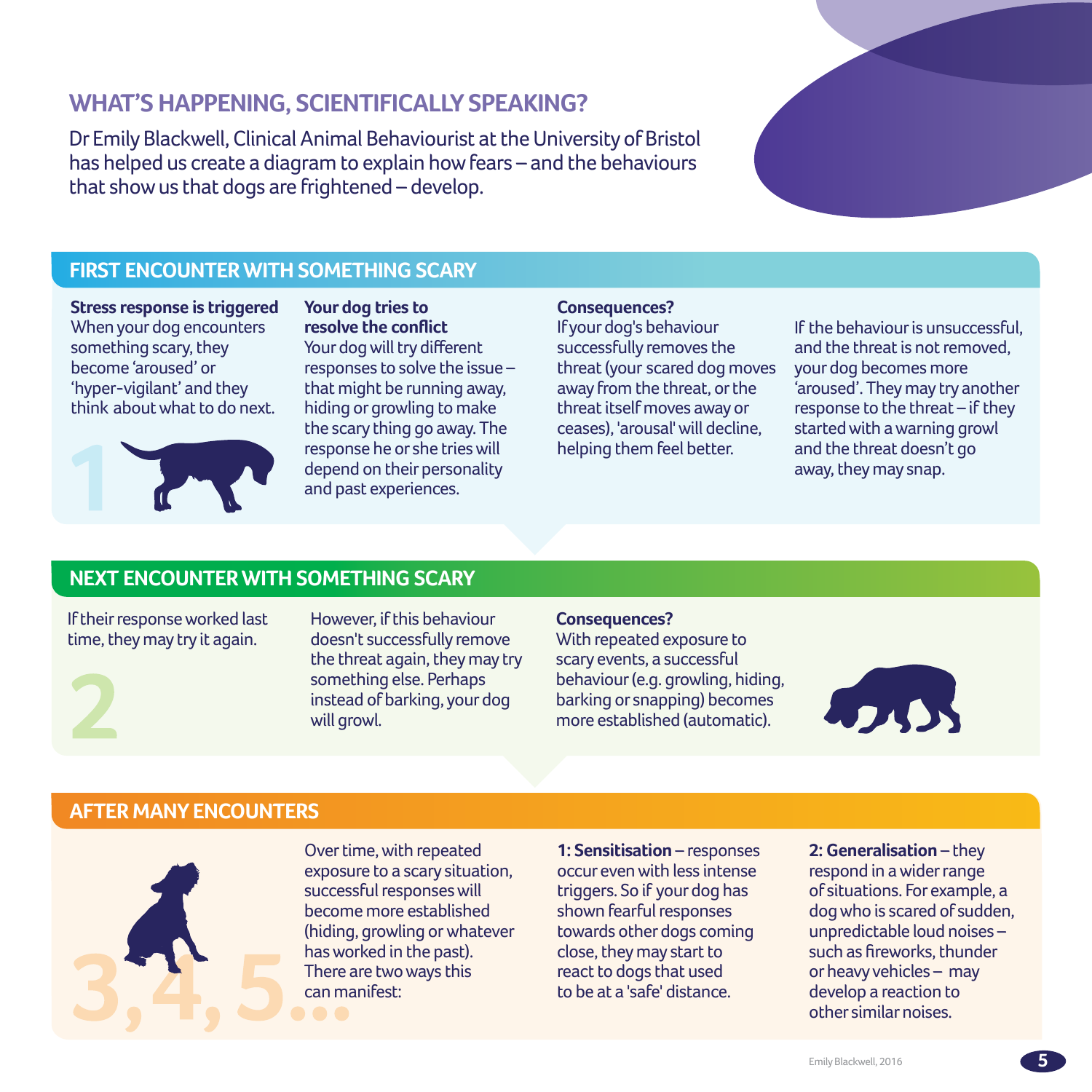# WHAT'S HAPPENING, SCIENTIFICALLY SPEAKING?

Dr Emily Blackwell, Clinical Animal Behaviourist at the University of Bristol has helped us create a diagram to explain how fears – and the behaviours that show us that dogs are frightened – develop.

## FIRST ENCOUNTER WITH SOMETHING SCARY

1

**Stress response is triggered**
When your dog encounters something scary, they become 'aroused' or 'hyper-vigilant' and they think about what to do next.

**Your dog tries to resolve the conflict**
Your dog will try different responses to solve the issue – that might be running away, hiding or growling to make the scary thing go away. The response he or she tries will depend on their personality and past experiences.

**Consequences?**
If your dog's behaviour successfully removes the threat (your scared dog moves away from the threat, or the threat itself moves away or ceases), 'arousal' will decline, helping them feel better.

If the behaviour is unsuccessful, and the threat is not removed, your dog becomes more 'aroused'. They may try another response to the threat – if they started with a warning growl and the threat doesn't go away, they may snap.

## NEXT ENCOUNTER WITH SOMETHING SCARY

2

If their response worked last time, they may try it again.

However, if this behaviour doesn't successfully remove the threat again, they may try something else. Perhaps instead of barking, your dog will growl.

**Consequences?**
With repeated exposure to scary events, a successful behaviour (e.g. growling, hiding, barking or snapping) becomes more established (automatic).

## AFTER MANY ENCOUNTERS

3,4,5...

Over time, with repeated exposure to a scary situation, successful responses will become more established (hiding, growling or whatever has worked in the past). There are two ways this can manifest:

**1: Sensitisation** – responses occur even with less intense triggers. So if your dog has shown fearful responses towards other dogs coming close, they may start to react to dogs that used to be at a 'safe' distance.

**2: Generalisation** – they respond in a wider range of situations. For example, a dog who is scared of sudden, unpredictable loud noises – such as fireworks, thunder or heavy vehicles – may develop a reaction to other similar noises.

Emily Blackwell, 2016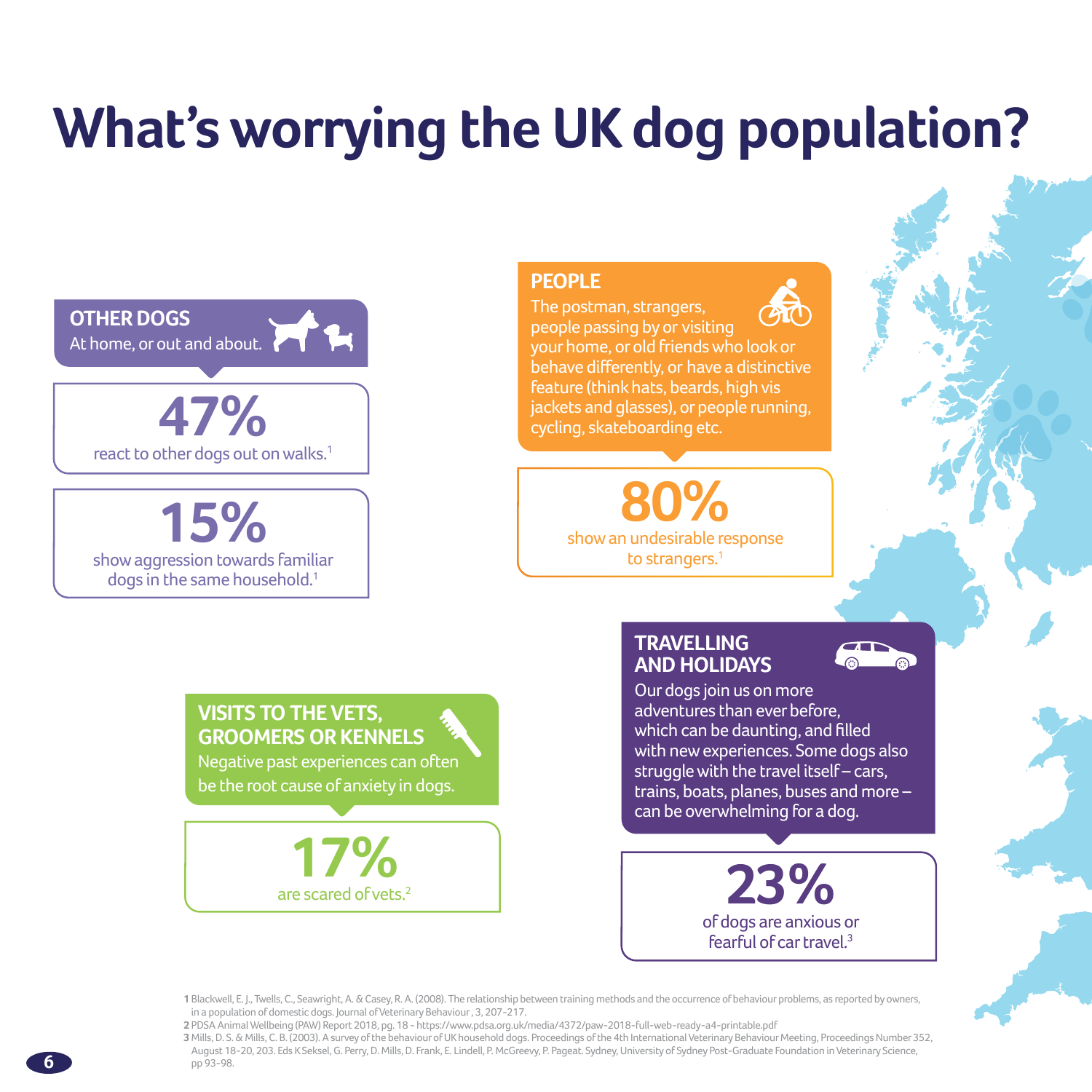# What's worrying the UK dog population?

## OTHER DOGS

At home, or out and about.

**47%**

react to other dogs out on walks.[1]

**15%**

show aggression towards familiar dogs in the same household.[1]

## PEOPLE

The postman, strangers, people passing by or visiting your home, or old friends who look or behave differently, or have a distinctive feature (think hats, beards, high vis jackets and glasses), or people running, cycling, skateboarding etc.

**80%**

show an undesirable response to strangers.[1]

## VISITS TO THE VETS, GROOMERS OR KENNELS

Negative past experiences can often be the root cause of anxiety in dogs.

**17%**

are scared of vets.[2]

## TRAVELLING AND HOLIDAYS

Our dogs join us on more adventures than ever before, which can be daunting, and filled with new experiences. Some dogs also struggle with the travel itself – cars, trains, boats, planes, buses and more – can be overwhelming for a dog.

**23%**

of dogs are anxious or fearful of car travel.[3]

---

1 Blackwell, E. J., Twells, C., Seawright, A. & Casey, R. A. (2008). The relationship between training methods and the occurrence of behaviour problems, as reported by owners, in a population of domestic dogs. Journal of Veterinary Behaviour, 3, 207-217.

2 PDSA Animal Wellbeing (PAW) Report 2018, pg. 18 - https://www.pdsa.org.uk/media/4372/paw-2018-full-web-ready-a4-printable.pdf

3 Mills, D. S. & Mills, C. B. (2003). A survey of the behaviour of UK household dogs. Proceedings of the 4th International Veterinary Behaviour Meeting, Proceedings Number 352, August 18-20, 203. Eds K Seksel, G. Perry, D. Mills, D. Frank, E. Lindell, P. McGreevy, P. Pageat. Sydney, University of Sydney Post-Graduate Foundation in Veterinary Science, pp 93-98.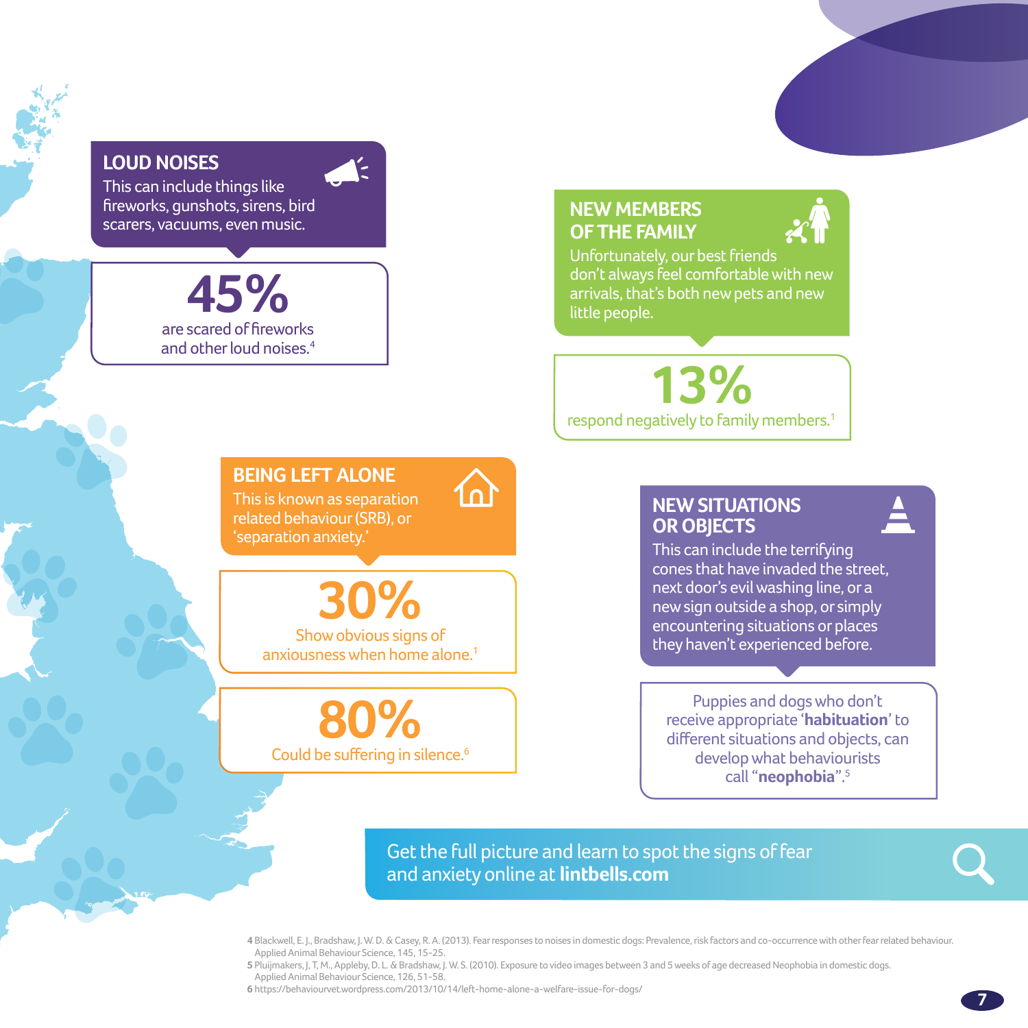## LOUD NOISES

This can include things like fireworks, gunshots, sirens, bird scarers, vacuums, even music.

**45%**

are scared of fireworks and other loud noises.[4]

## NEW MEMBERS OF THE FAMILY

Unfortunately, our best friends don't always feel comfortable with new arrivals, that's both new pets and new little people.

**13%**

respond negatively to family members.[1]

## BEING LEFT ALONE

This is known as separation related behaviour (SRB), or 'separation anxiety.'

**30%**

Show obvious signs of anxiousness when home alone.[1]

**80%**

Could be suffering in silence.[6]

## NEW SITUATIONS OR OBJECTS

This can include the terrifying cones that have invaded the street, next door's evil washing line, or a new sign outside a shop, or simply encountering situations or places they haven't experienced before.

Puppies and dogs who don't receive appropriate '**habituation**' to different situations and objects, can develop what behaviourists call "**neophobia**".[5]

Get the full picture and learn to spot the signs of fear and anxiety online at **lintbells.com**

4 Blackwell, E. J., Bradshaw, J. W. D. & Casey, R. A. (2013). Fear responses to noises in domestic dogs: Prevalence, risk factors and co-occurrence with other fear related behaviour. Applied Animal Behaviour Science, 145, 15-25.
5 Pluijmakers, J, T, M., Appleby, D. L. & Bradshaw, J. W. S. (2010). Exposure to video images between 3 and 5 weeks of age decreased Neophobia in domestic dogs. Applied Animal Behaviour Science, 126, 51-58.
6 https://behaviourvet.wordpress.com/2013/10/14/left-home-alone-a-welfare-issue-for-dogs/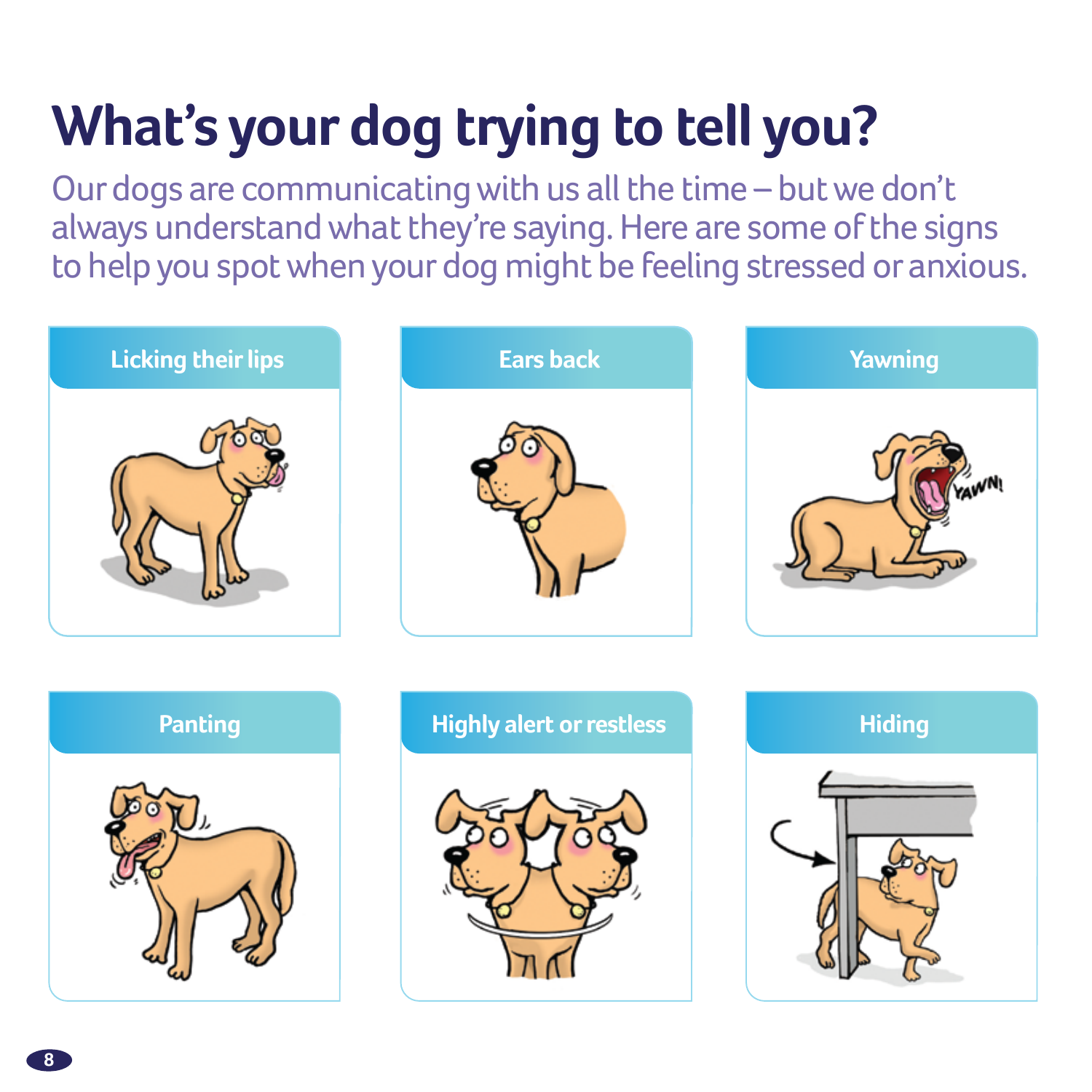# What's your dog trying to tell you?

Our dogs are communicating with us all the time – but we don't always understand what they're saying. Here are some of the signs to help you spot when your dog might be feeling stressed or anxious.

**Licking their lips**

**Ears back**

**Yawning**

**Panting**

**Highly alert or restless**

**Hiding**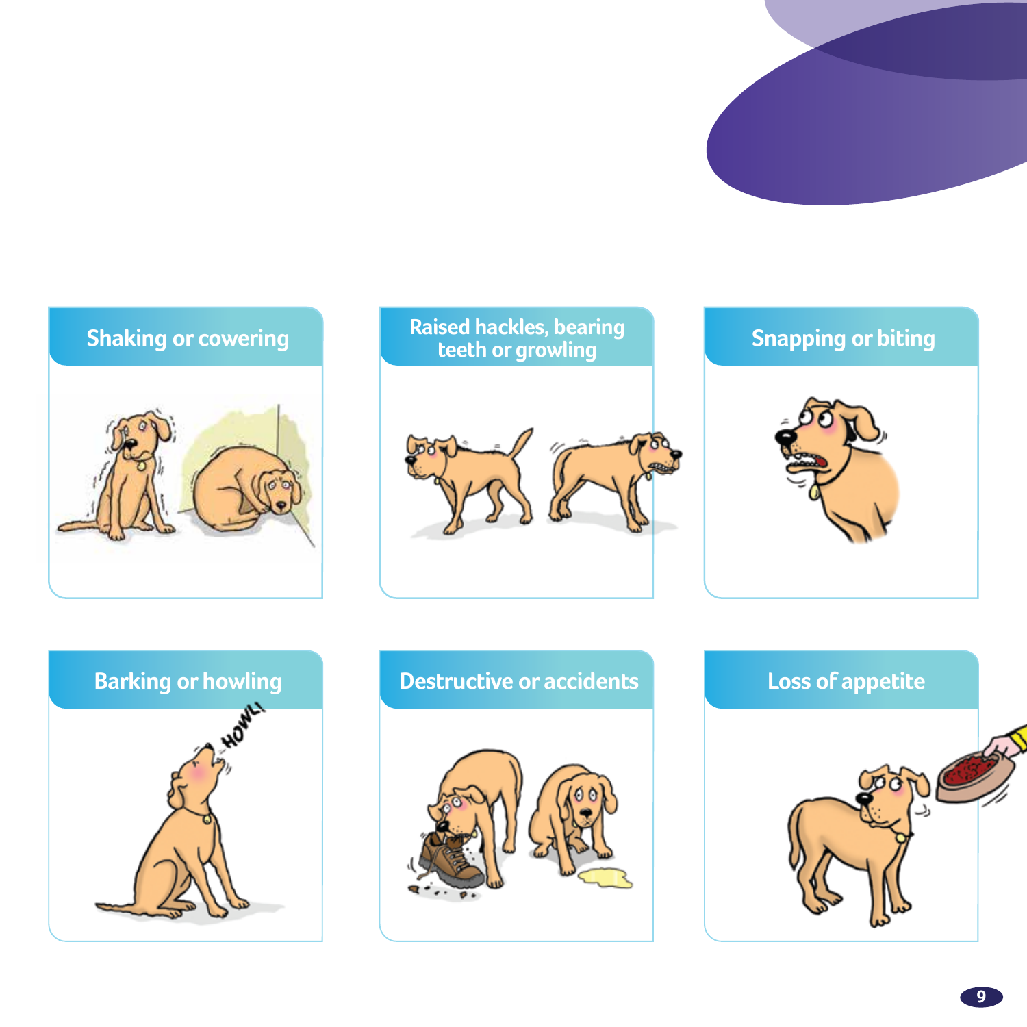Shaking or cowering

Raised hackles, bearing teeth or growling

Snapping or biting

Barking or howling

Destructive or accidents

Loss of appetite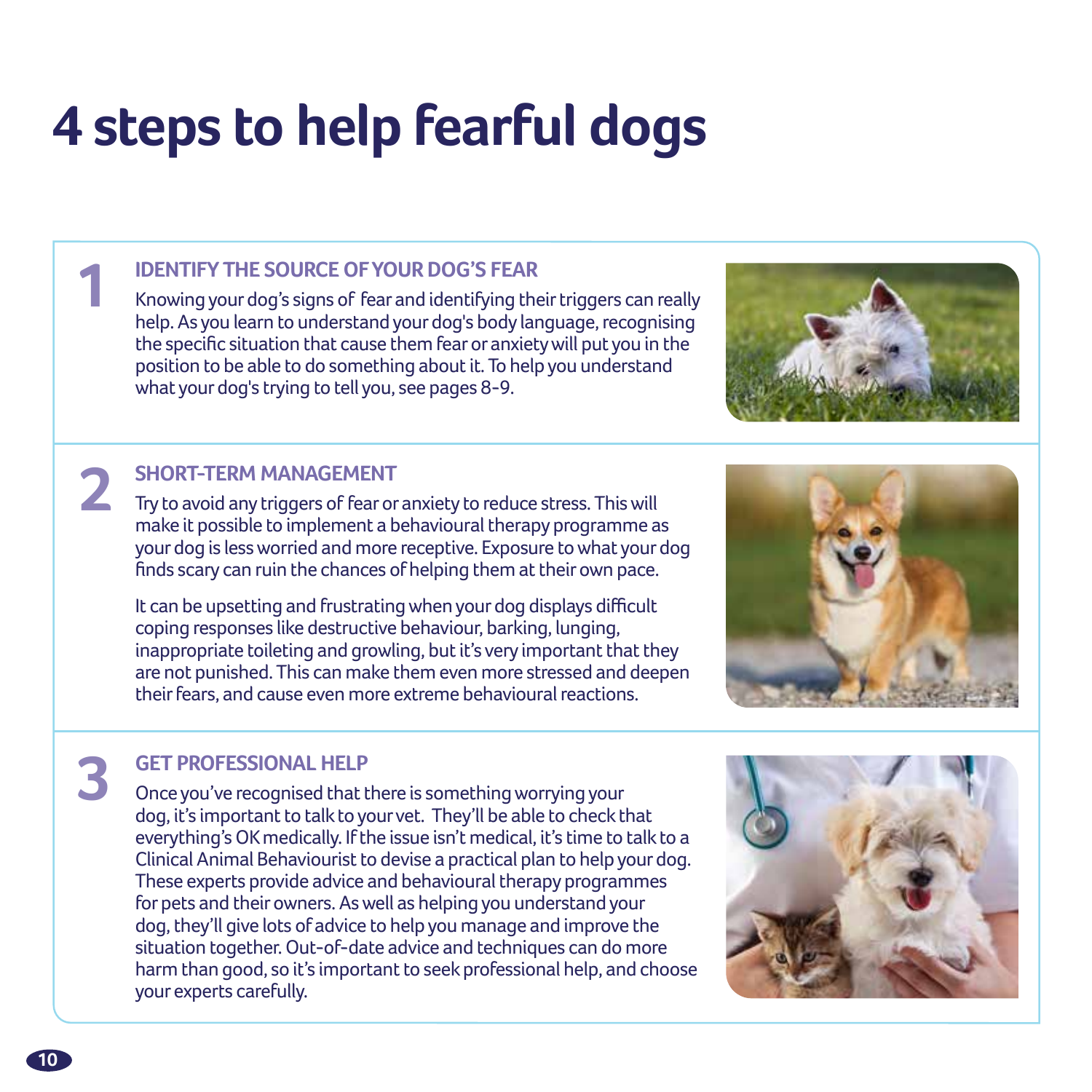# 4 steps to help fearful dogs

## 1 IDENTIFY THE SOURCE OF YOUR DOG'S FEAR

Knowing your dog's signs of fear and identifying their triggers can really help. As you learn to understand your dog's body language, recognising the specific situation that cause them fear or anxiety will put you in the position to be able to do something about it. To help you understand what your dog's trying to tell you, see pages 8-9.

## 2 SHORT-TERM MANAGEMENT

Try to avoid any triggers of fear or anxiety to reduce stress. This will make it possible to implement a behavioural therapy programme as your dog is less worried and more receptive. Exposure to what your dog finds scary can ruin the chances of helping them at their own pace.

It can be upsetting and frustrating when your dog displays difficult coping responses like destructive behaviour, barking, lunging, inappropriate toileting and growling, but it's very important that they are not punished. This can make them even more stressed and deepen their fears, and cause even more extreme behavioural reactions.

## 3 GET PROFESSIONAL HELP

Once you've recognised that there is something worrying your dog, it's important to talk to your vet. They'll be able to check that everything's OK medically. If the issue isn't medical, it's time to talk to a Clinical Animal Behaviourist to devise a practical plan to help your dog. These experts provide advice and behavioural therapy programmes for pets and their owners. As well as helping you understand your dog, they'll give lots of advice to help you manage and improve the situation together. Out-of-date advice and techniques can do more harm than good, so it's important to seek professional help, and choose your experts carefully.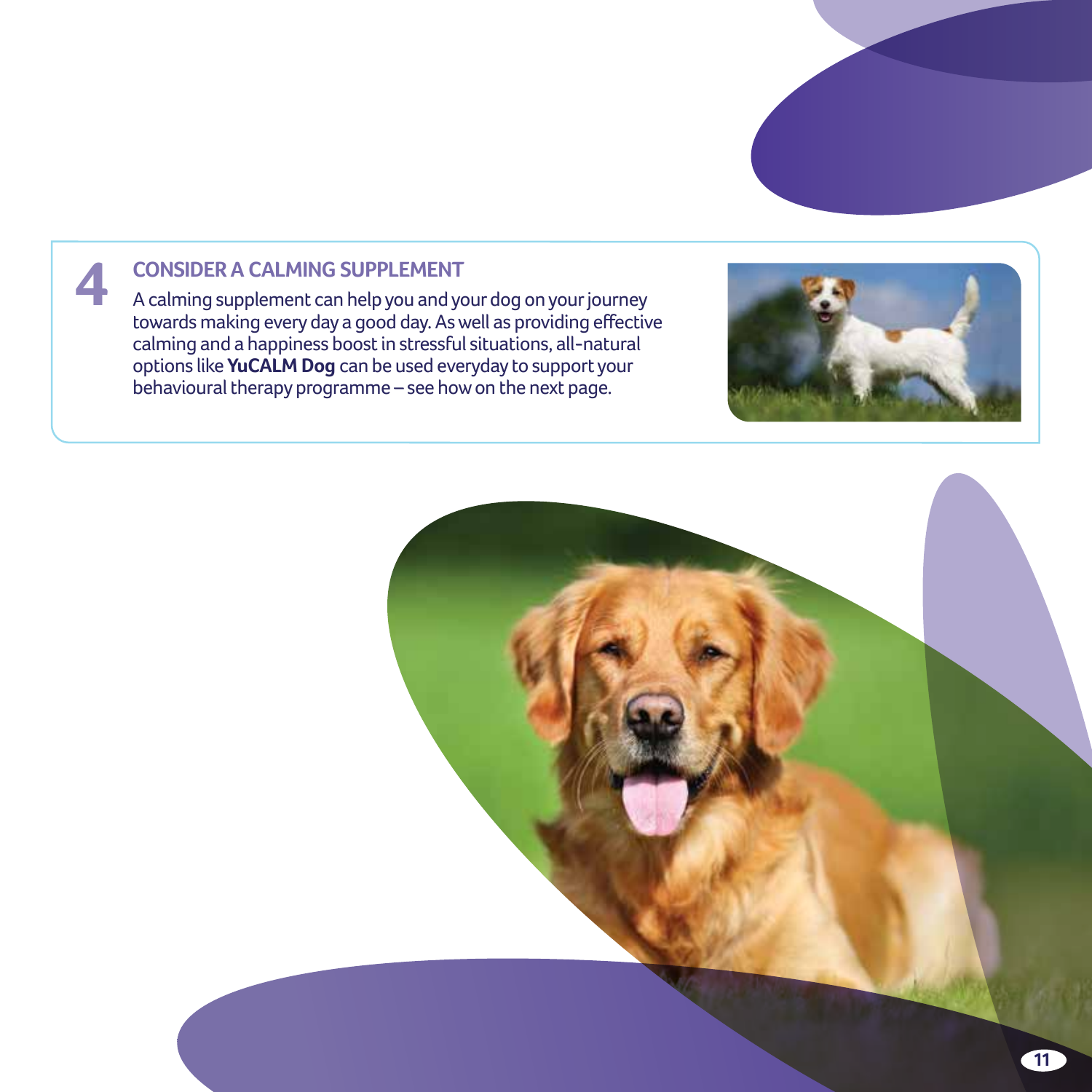## 4 CONSIDER A CALMING SUPPLEMENT

A calming supplement can help you and your dog on your journey towards making every day a good day. As well as providing effective calming and a happiness boost in stressful situations, all-natural options like **YuCALM Dog** can be used everyday to support your behavioural therapy programme – see how on the next page.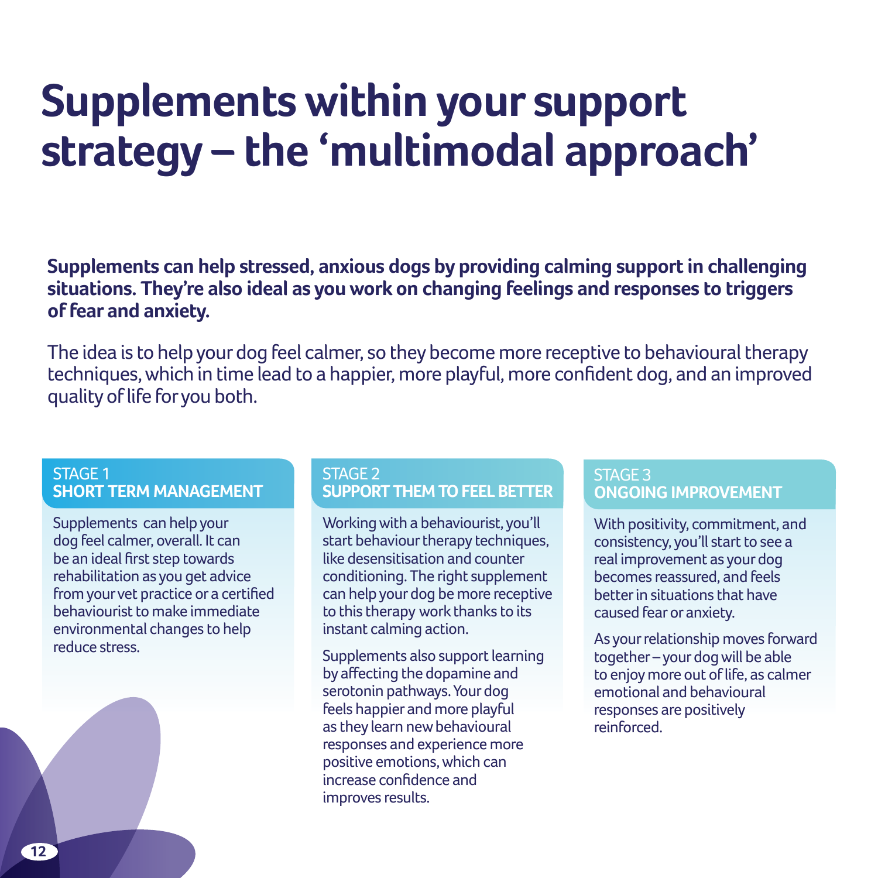# Supplements within your support strategy – the 'multimodal approach'

**Supplements can help stressed, anxious dogs by providing calming support in challenging situations. They're also ideal as you work on changing feelings and responses to triggers of fear and anxiety.**

The idea is to help your dog feel calmer, so they become more receptive to behavioural therapy techniques, which in time lead to a happier, more playful, more confident dog, and an improved quality of life for you both.

## STAGE 1
### SHORT TERM MANAGEMENT

Supplements can help your dog feel calmer, overall. It can be an ideal first step towards rehabilitation as you get advice from your vet practice or a certified behaviourist to make immediate environmental changes to help reduce stress.

## STAGE 2
### SUPPORT THEM TO FEEL BETTER

Working with a behaviourist, you'll start behaviour therapy techniques, like desensitisation and counter conditioning. The right supplement can help your dog be more receptive to this therapy work thanks to its instant calming action.

Supplements also support learning by affecting the dopamine and serotonin pathways. Your dog feels happier and more playful as they learn new behavioural responses and experience more positive emotions, which can increase confidence and improves results.

## STAGE 3
### ONGOING IMPROVEMENT

With positivity, commitment, and consistency, you'll start to see a real improvement as your dog becomes reassured, and feels better in situations that have caused fear or anxiety.

As your relationship moves forward together – your dog will be able to enjoy more out of life, as calmer emotional and behavioural responses are positively reinforced.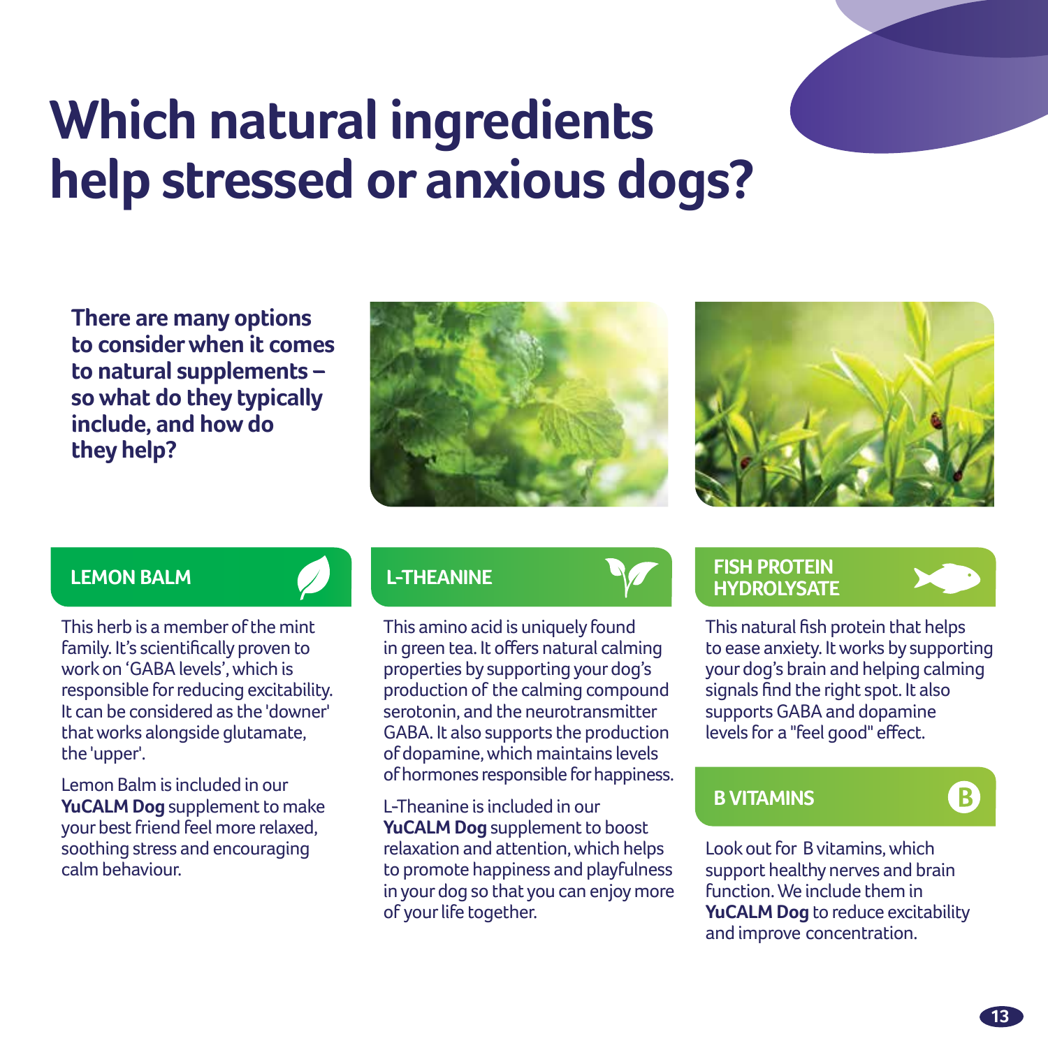# Which natural ingredients help stressed or anxious dogs?

**There are many options to consider when it comes to natural supplements – so what do they typically include, and how do they help?**

## LEMON BALM

This herb is a member of the mint family. It's scientifically proven to work on 'GABA levels', which is responsible for reducing excitability. It can be considered as the 'downer' that works alongside glutamate, the 'upper'.

Lemon Balm is included in our **YuCALM Dog** supplement to make your best friend feel more relaxed, soothing stress and encouraging calm behaviour.

## L-THEANINE

This amino acid is uniquely found in green tea. It offers natural calming properties by supporting your dog's production of the calming compound serotonin, and the neurotransmitter GABA. It also supports the production of dopamine, which maintains levels of hormones responsible for happiness.

L-Theanine is included in our **YuCALM Dog** supplement to boost relaxation and attention, which helps to promote happiness and playfulness in your dog so that you can enjoy more of your life together.

## FISH PROTEIN HYDROLYSATE

This natural fish protein that helps to ease anxiety. It works by supporting your dog's brain and helping calming signals find the right spot. It also supports GABA and dopamine levels for a "feel good" effect.

## B VITAMINS

Look out for B vitamins, which support healthy nerves and brain function. We include them in **YuCALM Dog** to reduce excitability and improve concentration.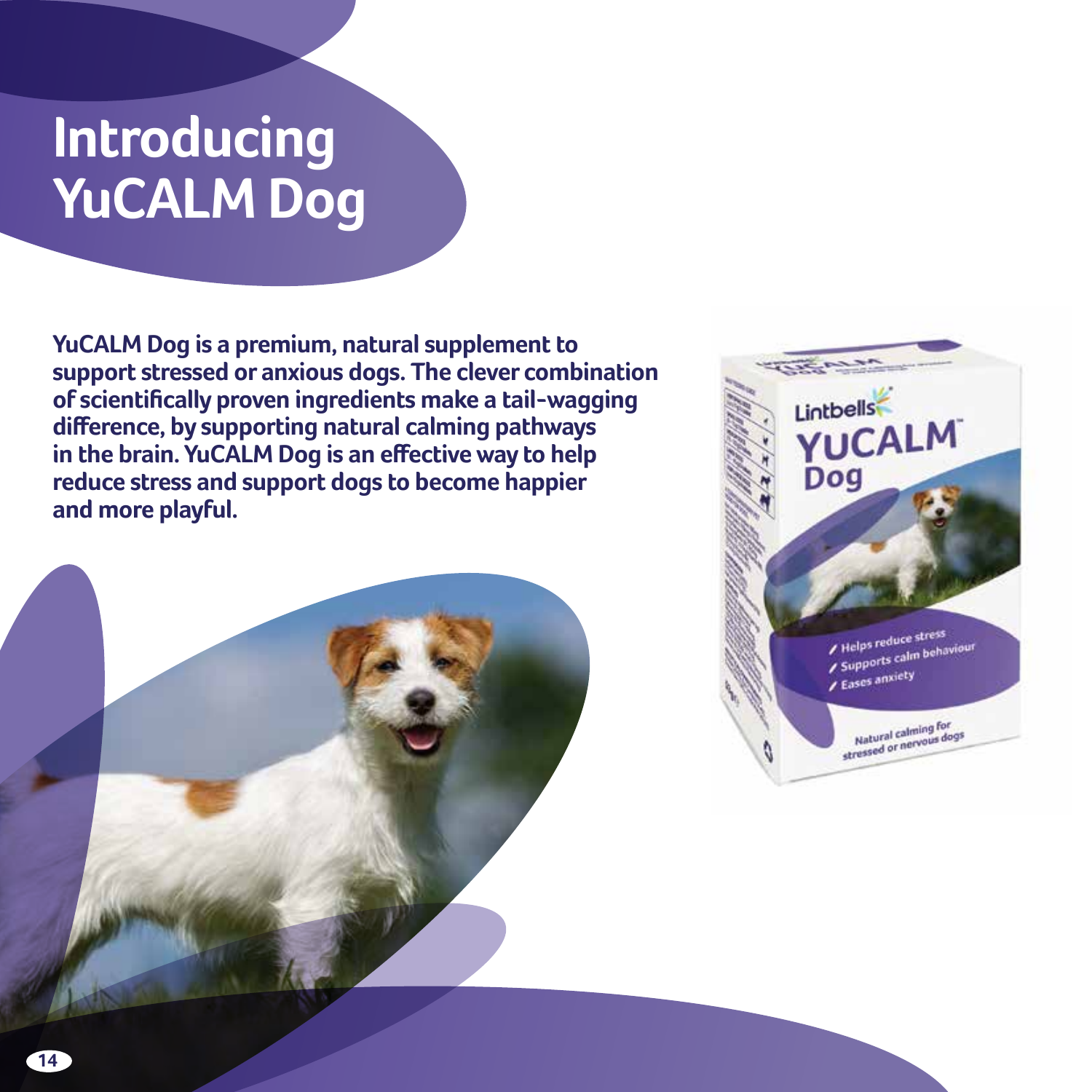# Introducing YuCALM Dog

**YuCALM Dog is a premium, natural supplement to support stressed or anxious dogs. The clever combination of scientifically proven ingredients make a tail-wagging difference, by supporting natural calming pathways in the brain. YuCALM Dog is an effective way to help reduce stress and support dogs to become happier and more playful.**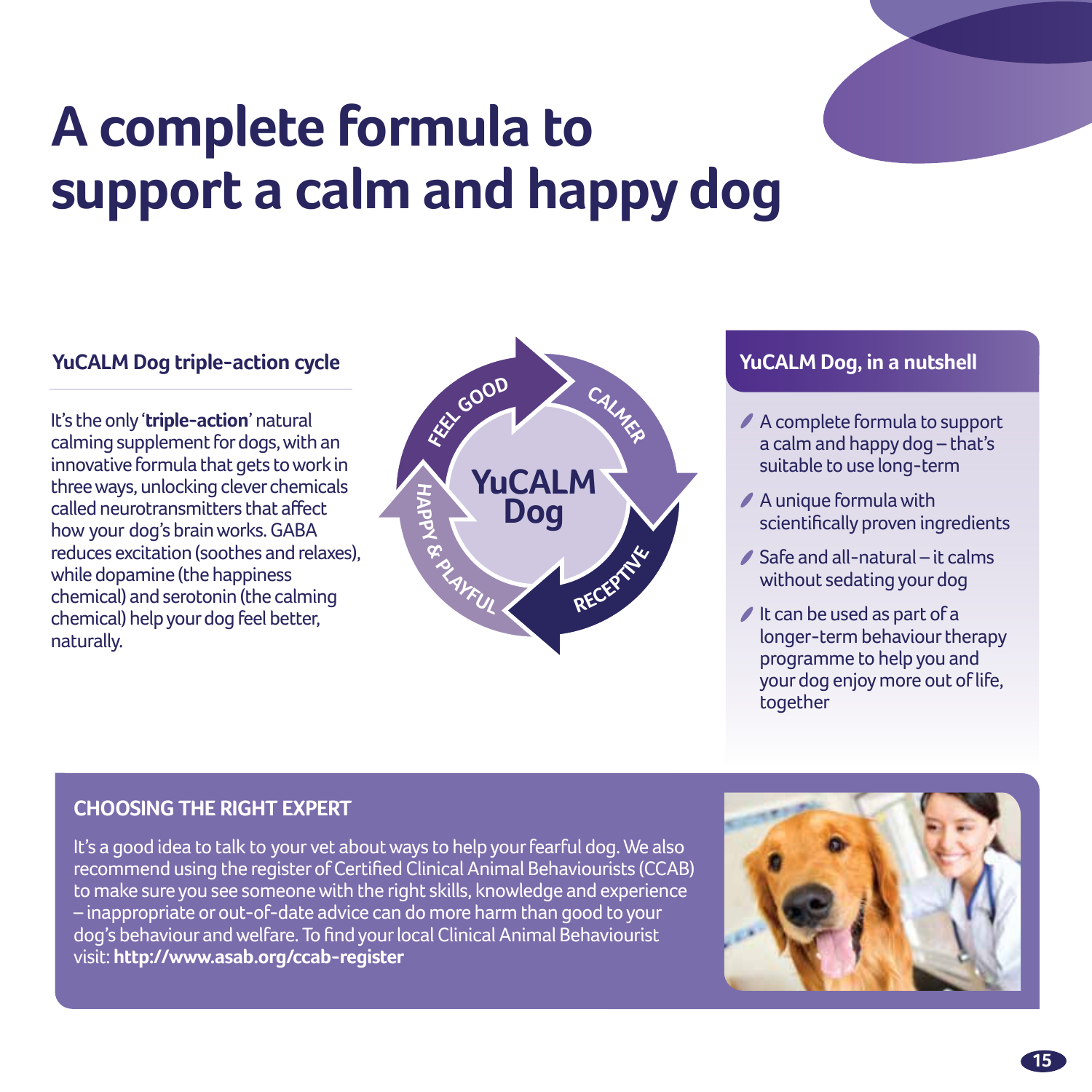# A complete formula to support a calm and happy dog

### YuCALM Dog triple-action cycle

It's the only '**triple-action**' natural calming supplement for dogs, with an innovative formula that gets to work in three ways, unlocking clever chemicals called neurotransmitters that affect how your dog's brain works. GABA reduces excitation (soothes and relaxes), while dopamine (the happiness chemical) and serotonin (the calming chemical) help your dog feel better, naturally.

YuCALM Dog

FEEL GOOD → CALMER → RECEPTIVE → HAPPY & PLAYFUL

### YuCALM Dog, in a nutshell

- A complete formula to support a calm and happy dog – that's suitable to use long-term
- A unique formula with scientifically proven ingredients
- Safe and all-natural – it calms without sedating your dog
- It can be used as part of a longer-term behaviour therapy programme to help you and your dog enjoy more out of life, together

### CHOOSING THE RIGHT EXPERT

It's a good idea to talk to your vet about ways to help your fearful dog. We also recommend using the register of Certified Clinical Animal Behaviourists (CCAB) to make sure you see someone with the right skills, knowledge and experience – inappropriate or out-of-date advice can do more harm than good to your dog's behaviour and welfare. To find your local Clinical Animal Behaviourist visit: **http://www.asab.org/ccab-register**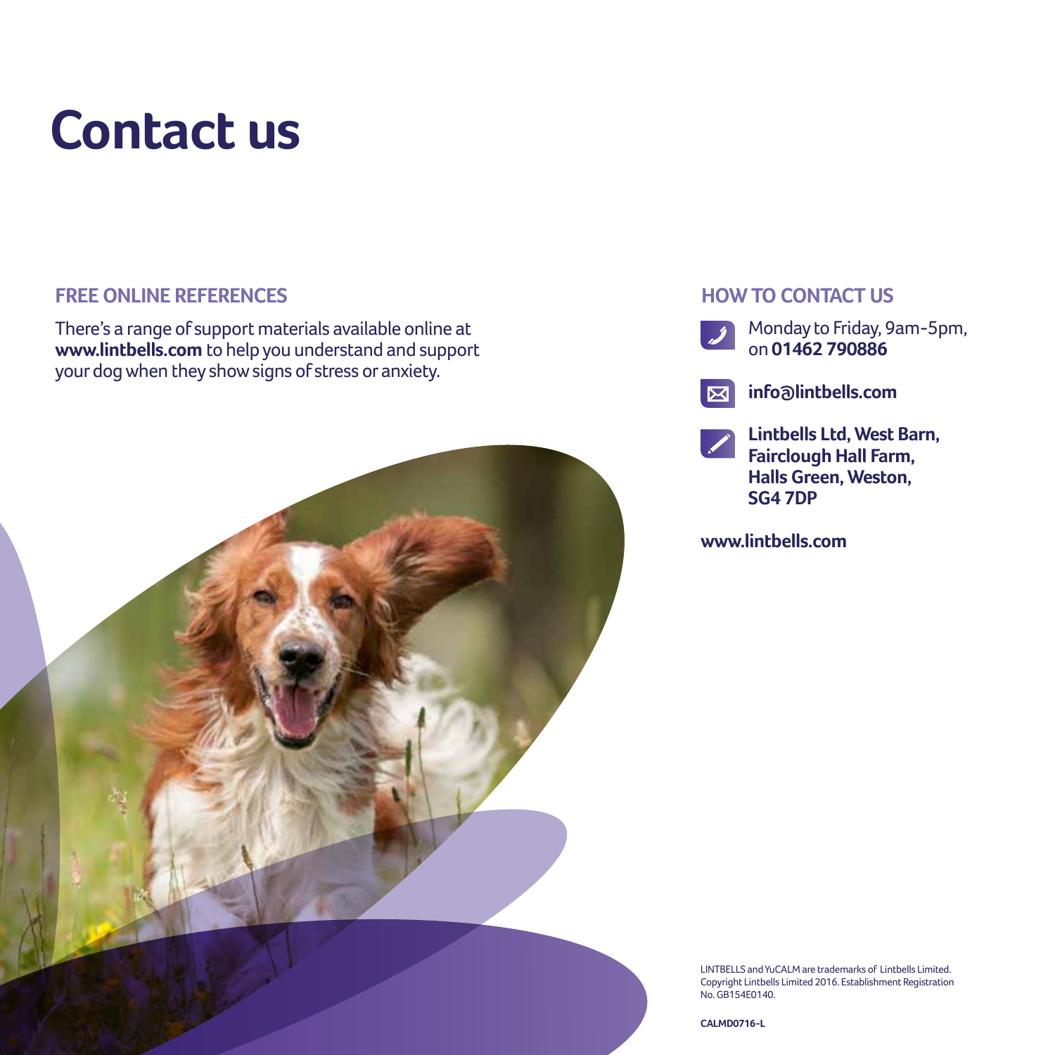# Contact us

## FREE ONLINE REFERENCES

There's a range of support materials available online at **www.lintbells.com** to help you understand and support your dog when they show signs of stress or anxiety.

## HOW TO CONTACT US

Monday to Friday, 9am-5pm, on **01462 790886**

**info@lintbells.com**

**Lintbells Ltd, West Barn, Fairclough Hall Farm, Halls Green, Weston, SG4 7DP**

**www.lintbells.com**

LINTBELLS and YuCALM are trademarks of Lintbells Limited. Copyright Lintbells Limited 2016. Establishment Registration No. GB154E0140.

**CALMD0716-L**